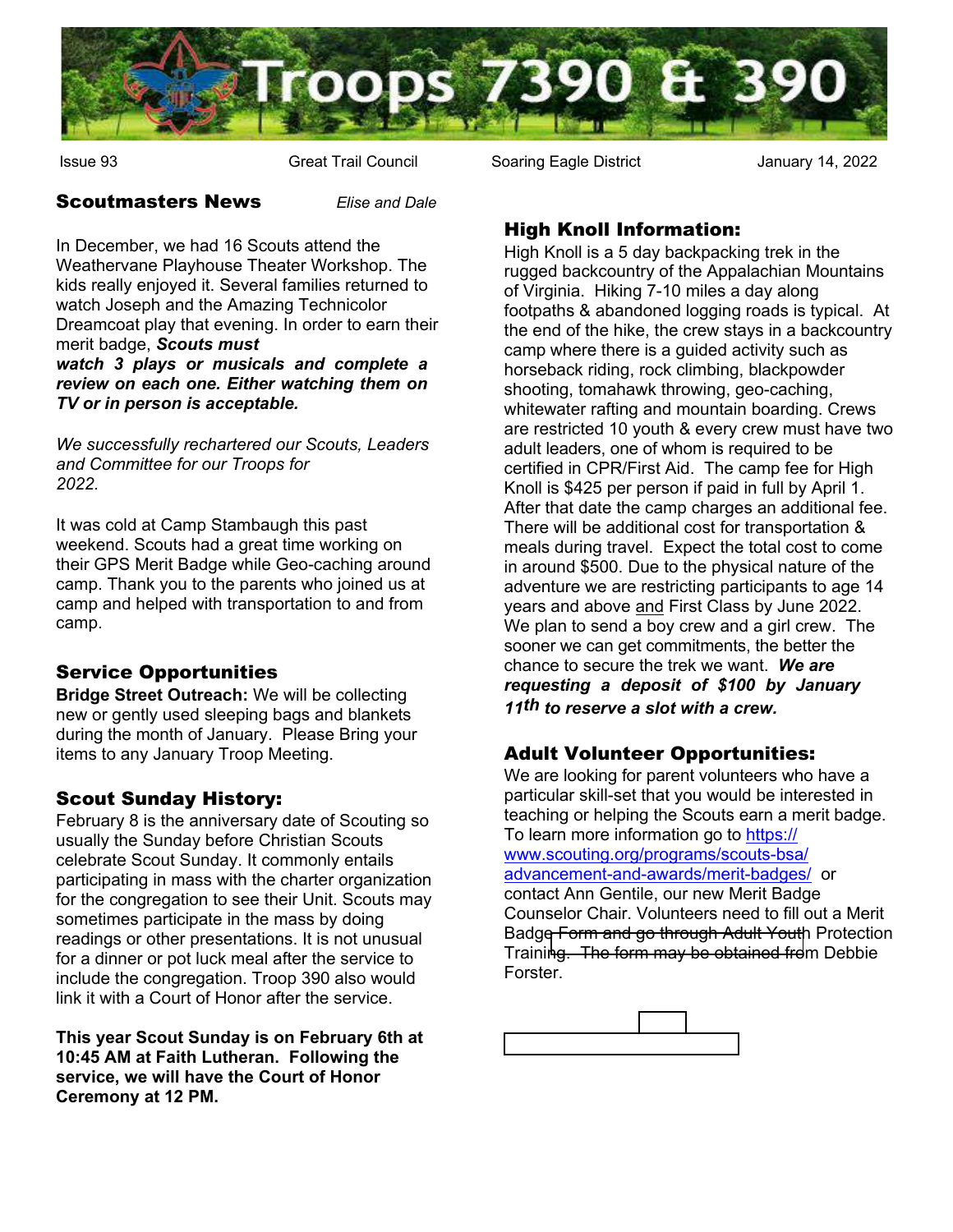# Troops 7390 & 390

Issue 93 | Great Trail Council | Soaring Eagle District | January 14, 2022

## Scoutmasters News

*Elise and Dale*

In December, we had 16 Scouts attend the Weathervane Playhouse Theater Workshop. The kids really enjoyed it. Several families returned to watch Joseph and the Amazing Technicolor Dreamcoat play that evening. In order to earn their merit badge, ***Scouts must watch 3 plays or musicals and complete a review on each one. Either watching them on TV or in person is acceptable.***

*We successfully rechartered our Scouts, Leaders and Committee for our Troops for 2022.*

It was cold at Camp Stambaugh this past weekend. Scouts had a great time working on their GPS Merit Badge while Geo-caching around camp. Thank you to the parents who joined us at camp and helped with transportation to and from camp.

## Service Opportunities

**Bridge Street Outreach:** We will be collecting new or gently used sleeping bags and blankets during the month of January. Please Bring your items to any January Troop Meeting.

## Scout Sunday History:

February 8 is the anniversary date of Scouting so usually the Sunday before Christian Scouts celebrate Scout Sunday. It commonly entails participating in mass with the charter organization for the congregation to see their Unit. Scouts may sometimes participate in the mass by doing readings or other presentations. It is not unusual for a dinner or pot luck meal after the service to include the congregation. Troop 390 also would link it with a Court of Honor after the service.

**This year Scout Sunday is on February 6th at 10:45 AM at Faith Lutheran. Following the service, we will have the Court of Honor Ceremony at 12 PM.**

## High Knoll Information:

High Knoll is a 5 day backpacking trek in the rugged backcountry of the Appalachian Mountains of Virginia. Hiking 7-10 miles a day along footpaths & abandoned logging roads is typical. At the end of the hike, the crew stays in a backcountry camp where there is a guided activity such as horseback riding, rock climbing, blackpowder shooting, tomahawk throwing, geo-caching, whitewater rafting and mountain boarding. Crews are restricted 10 youth & every crew must have two adult leaders, one of whom is required to be certified in CPR/First Aid. The camp fee for High Knoll is $425 per person if paid in full by April 1. After that date the camp charges an additional fee. There will be additional cost for transportation & meals during travel. Expect the total cost to come in around $500. Due to the physical nature of the adventure we are restricting participants to age 14 years and above and First Class by June 2022. We plan to send a boy crew and a girl crew. The sooner we can get commitments, the better the chance to secure the trek we want. ***We are requesting a deposit of $100 by January 11th to reserve a slot with a crew.***

## Adult Volunteer Opportunities:

We are looking for parent volunteers who have a particular skill-set that you would be interested in teaching or helping the Scouts earn a merit badge. To learn more information go to https://www.scouting.org/programs/scouts-bsa/advancement-and-awards/merit-badges/ or contact Ann Gentile, our new Merit Badge Counselor Chair. Volunteers need to fill out a Merit Badge Form and go through Adult Youth Protection Training. The form may be obtained from Debbie Forster.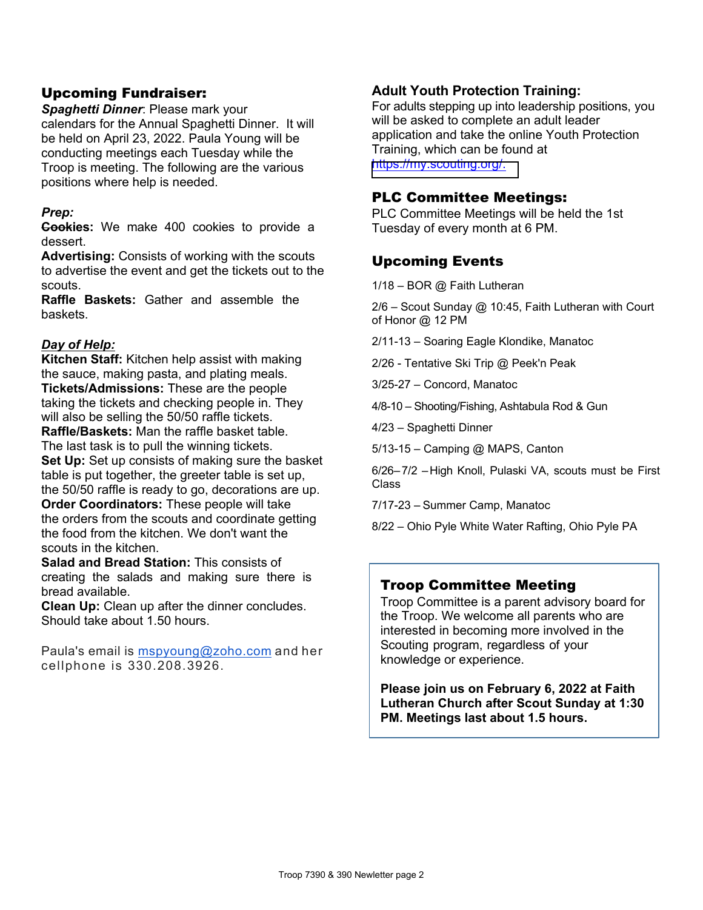## Upcoming Fundraiser:

***Spaghetti Dinner***: Please mark your calendars for the Annual Spaghetti Dinner. It will be held on April 23, 2022. Paula Young will be conducting meetings each Tuesday while the Troop is meeting. The following are the various positions where help is needed.

***Prep:***

**Cookies:** We make 400 cookies to provide a dessert.

**Advertising:** Consists of working with the scouts to advertise the event and get the tickets out to the scouts.

**Raffle Baskets:** Gather and assemble the baskets.

***Day of Help:***

**Kitchen Staff:** Kitchen help assist with making the sauce, making pasta, and plating meals.

**Tickets/Admissions:** These are the people taking the tickets and checking people in. They will also be selling the 50/50 raffle tickets.

**Raffle/Baskets:** Man the raffle basket table. The last task is to pull the winning tickets.

**Set Up:** Set up consists of making sure the basket table is put together, the greeter table is set up, the 50/50 raffle is ready to go, decorations are up.

**Order Coordinators:** These people will take the orders from the scouts and coordinate getting the food from the kitchen. We don't want the scouts in the kitchen.

**Salad and Bread Station:** This consists of creating the salads and making sure there is bread available.

**Clean Up:** Clean up after the dinner concludes. Should take about 1.50 hours.

Paula's email is mspyoung@zoho.com and her cellphone is 330.208.3926.

## Adult Youth Protection Training:

For adults stepping up into leadership positions, you will be asked to complete an adult leader application and take the online Youth Protection Training, which can be found at https://my.scouting.org/.

## PLC Committee Meetings:

PLC Committee Meetings will be held the 1st Tuesday of every month at 6 PM.

## Upcoming Events

1/18 – BOR @ Faith Lutheran

2/6 – Scout Sunday @ 10:45, Faith Lutheran with Court of Honor @ 12 PM

2/11-13 – Soaring Eagle Klondike, Manatoc

2/26 - Tentative Ski Trip @ Peek'n Peak

3/25-27 – Concord, Manatoc

4/8-10 – Shooting/Fishing, Ashtabula Rod & Gun

4/23 – Spaghetti Dinner

5/13-15 – Camping @ MAPS, Canton

6/26– 7/2 – High Knoll, Pulaski VA, scouts must be First Class

7/17-23 – Summer Camp, Manatoc

8/22 – Ohio Pyle White Water Rafting, Ohio Pyle PA

## Troop Committee Meeting

Troop Committee is a parent advisory board for the Troop. We welcome all parents who are interested in becoming more involved in the Scouting program, regardless of your knowledge or experience.

**Please join us on February 6, 2022 at Faith Lutheran Church after Scout Sunday at 1:30 PM. Meetings last about 1.5 hours.**